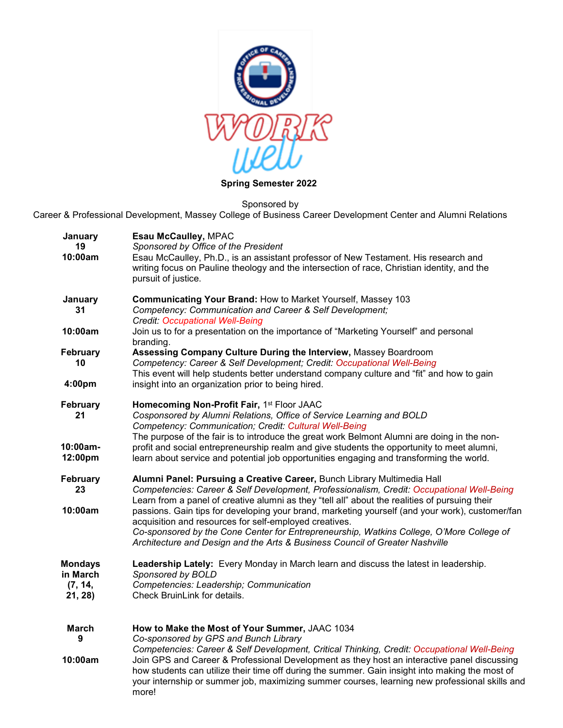# WORK well

**Spring Semester 2022**

Sponsored by
Career & Professional Development, Massey College of Business Career Development Center and Alumni Relations

| Date | Event |
| --- | --- |
| **January 19 10:00am** | **Esau McCaulley,** MPAC<br>*Sponsored by Office of the President*<br>Esau McCaulley, Ph.D., is an assistant professor of New Testament. His research and writing focus on Pauline theology and the intersection of race, Christian identity, and the pursuit of justice. |
| **January 31 10:00am** | **Communicating Your Brand:** How to Market Yourself, Massey 103<br>*Competency: Communication and Career & Self Development; Credit: Occupational Well-Being*<br>Join us to for a presentation on the importance of "Marketing Yourself" and personal branding. |
| **February 10 4:00pm** | **Assessing Company Culture During the Interview,** Massey Boardroom<br>*Competency: Career & Self Development; Credit: Occupational Well-Being*<br>This event will help students better understand company culture and "fit" and how to gain insight into an organization prior to being hired. |
| **February 21 10:00am-12:00pm** | **Homecoming Non-Profit Fair,** 1st Floor JAAC<br>*Cosponsored by Alumni Relations, Office of Service Learning and BOLD*<br>*Competency: Communication; Credit: Cultural Well-Being*<br>The purpose of the fair is to introduce the great work Belmont Alumni are doing in the non-profit and social entrepreneurship realm and give students the opportunity to meet alumni, learn about service and potential job opportunities engaging and transforming the world. |
| **February 23 10:00am** | **Alumni Panel: Pursuing a Creative Career,** Bunch Library Multimedia Hall<br>*Competencies: Career & Self Development, Professionalism, Credit: Occupational Well-Being*<br>Learn from a panel of creative alumni as they "tell all" about the realities of pursuing their passions. Gain tips for developing your brand, marketing yourself (and your work), customer/fan acquisition and resources for self-employed creatives.<br>*Co-sponsored by the Cone Center for Entrepreneurship, Watkins College, O'More College of Architecture and Design and the Arts & Business Council of Greater Nashville* |
| **Mondays in March (7, 14, 21, 28)** | **Leadership Lately:** Every Monday in March learn and discuss the latest in leadership.<br>*Sponsored by BOLD*<br>*Competencies: Leadership; Communication*<br>Check BruinLink for details. |
| **March 9 10:00am** | **How to Make the Most of Your Summer,** JAAC 1034<br>*Co-sponsored by GPS and Bunch Library*<br>*Competencies: Career & Self Development, Critical Thinking, Credit: Occupational Well-Being*<br>Join GPS and Career & Professional Development as they host an interactive panel discussing how students can utilize their time off during the summer. Gain insight into making the most of your internship or summer job, maximizing summer courses, learning new professional skills and more! |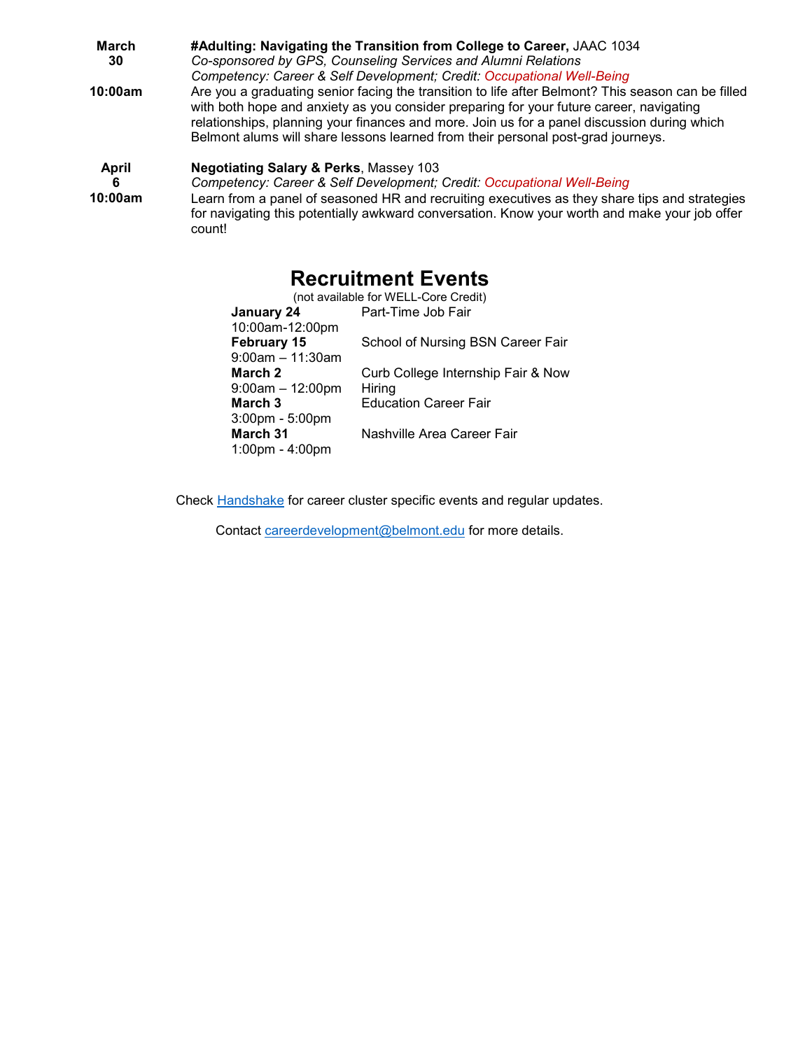**March 30**
**10:00am**

**#Adulting: Navigating the Transition from College to Career,** JAAC 1034
*Co-sponsored by GPS, Counseling Services and Alumni Relations*
*Competency: Career & Self Development; Credit: Occupational Well-Being*
Are you a graduating senior facing the transition to life after Belmont? This season can be filled with both hope and anxiety as you consider preparing for your future career, navigating relationships, planning your finances and more. Join us for a panel discussion during which Belmont alums will share lessons learned from their personal post-grad journeys.

**April 6**
**10:00am**

**Negotiating Salary & Perks**, Massey 103
*Competency: Career & Self Development; Credit: Occupational Well-Being*
Learn from a panel of seasoned HR and recruiting executives as they share tips and strategies for navigating this potentially awkward conversation. Know your worth and make your job offer count!

## Recruitment Events

(not available for WELL-Core Credit)

| | |
|---|---|
| **January 24** 10:00am-12:00pm | Part-Time Job Fair |
| **February 15** 9:00am – 11:30am | School of Nursing BSN Career Fair |
| **March 2** 9:00am – 12:00pm | Curb College Internship Fair & Now Hiring |
| **March 3** 3:00pm - 5:00pm | Education Career Fair |
| **March 31** 1:00pm - 4:00pm | Nashville Area Career Fair |

Check Handshake for career cluster specific events and regular updates.

Contact careerdevelopment@belmont.edu for more details.